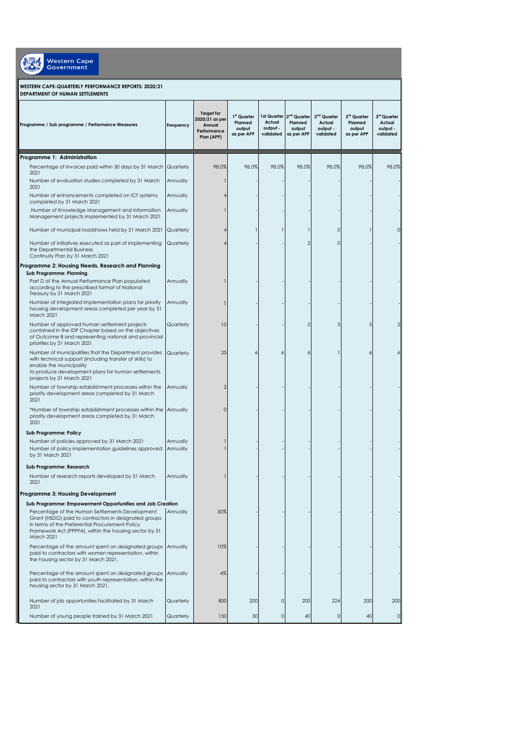Western Cape Government

**WESTERN CAPE-QUARTERLY PERFORMANCE REPORTS: 2020/21**
**DEPARTMENT OF HUMAN SETTLEMENTS**

| Programme / Sub programme / Performance Measures | Frequency | Target for 2020/21 as per Annual Performance Plan (APP) | 1st Quarter Planned output as per APP | 1st Quarter Actual output - validated | 2nd Quarter Planned output as per APP | 2nd Quarter Actual output - validated | 3rd Quarter Planned output as per APP | 3rd Quarter Actual output - validated |
|---|---|---|---|---|---|---|---|---|
| **Programme 1: Administration** | | | | | | | | |
| Percentage of invoices paid within 30 days by 31 March 2021 | Quarterly | 98.0% | 98.0% | 98.0% | 98.0% | 98.0% | 98.0% | 98.0% |
| Number of evaluation studies completed by 31 March 2021 | Annually | 1 | - | - | - | - | - | - |
| Number of enhancements completed on ICT systems completed by 31 March 2021 | Annually | 4 | - | - | - | - | - | - |
| Number of Knowledge Management and Information Management projects implemented by 31 March 2021 | Annually | 1 | - | - | - | - | - | - |
| Number of municipal roadshows held by 31 March 2021 | Quarterly | 4 | 1 | 1 | 1 | 0 | 1 | 0 |
| Number of initiatives executed as part of implementing the Departmental Business Continuity Plan by 31 March 2021 | Quarterly | 4 | - | - | 2 | 0 | - | - |
| **Programme 2: Housing Needs, Research and Planning** | | | | | | | | |
| **Sub Programme: Planning** | | | | | | | | |
| Part D of the Annual Performance Plan populated according to the prescribed format of National Treasury by 31 March 2021 | Annually | 1 | - | - | - | - | - | - |
| Number of Integrated implementation plans for priority housing development areas completed per year by 31 March 2021 | Annually | 1 | - | - | - | - | - | - |
| Number of approved human settlement projects contained in the IDP Chapter based on the objectives of Outcome 8 and representing national and provincial priorities by 31 March 2021 | Quarterly | 10 | - | - | 2 | 3 | 5 | 5 |
| Number of municipalities that the Department provides with technical support (including transfer of skills) to enable the municipality to produce development plans for human settlements projects by 31 March 2021 | Quarterly | 25 | 6 | 6 | 6 | 1 | 6 | 6 |
| Number of township establishment processes within the priority development areas completed by 31 March 2021 | Annually | 2 | - | - | - | - | - | - |
| *Number of township establishment processes within the priority development areas completed by 31 March 2021 | Annually | 0 | - | - | - | - | - | - |
| **Sub Programme: Policy** | | | | | | | | |
| Number of policies approved by 31 March 2021 | Annually | 1 | - | - | - | - | - | - |
| Number of policy implementation guidelines approved by 31 March 2021 | Annually | 1 | - | - | - | - | - | - |
| **Sub Programme: Research** | | | | | | | | |
| Number of research reports developed by 31 March 2021 | Annually | 1 | - | - | - | - | - | - |
| **Programme 3: Housing Development** | | | | | | | | |
| **Sub Programme: Empowerment Opportunities and Job Creation** | | | | | | | | |
| Percentage of the Human Settlements Development Grant (HSDG) paid to contractors in designated groups in terms of the Preferential Procurement Policy Framework Act (PPPFA), within the housing sector by 31 March 2021 | Annually | 50% | - | - | - | - | - | - |
| Percentage of the amount spent on designated groups paid to contractors with women representation, within the housing sector by 31 March 2021. | Annually | 10% | - | - | - | - | - | - |
| Percentage of the amount spent on designated groups paid to contractors with youth representation, within the housing sector by 31 March 2021. | Annually | 4% | - | - | - | - | - | - |
| Number of job opportunities facilitated by 31 March 2021 | Quarterly | 800 | 200 | 0 | 200 | 224 | 200 | 200 |
| Number of young people trained by 31 March 2021 | Quarterly | 150 | 30 | 0 | 40 | 0 | 40 | 0 |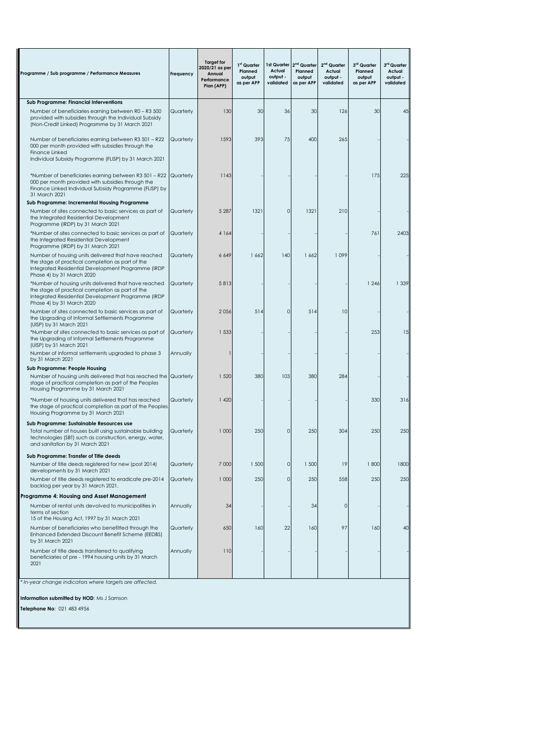| Programme / Sub programme / Performance Measures | Frequency | Target for 2020/21 as per Annual Performance Plan (APP) | 1[st] Quarter Planned output as per APP | 1st Quarter Actual output - validated | 2[nd] Quarter Planned output as per APP | 2[nd] Quarter Actual output - validated | 3[rd] Quarter Planned output as per APP | 3[rd] Quarter Actual output - validated |
|---|---|---|---|---|---|---|---|---|
| **Sub Programme: Financial Interventions** | | | | | | | | |
| Number of beneficiaries earning between R0 – R3 500 provided with subsidies through the Individual Subsidy (Non-Credit Linked) Programme by 31 March 2021 | Quarterly | 130 | 30 | 36 | 30 | 126 | 30 | 45 |
| Number of beneficiaries earning between R3 501 – R22 000 per month provided with subsidies through the Finance Linked Individual Subsidy Programme (FLISP) by 31 March 2021 | Quarterly | 1593 | 393 | 75 | 400 | 265 | - | - |
| *Number of beneficiaries earning between R3 501 – R22 000 per month provided with subsidies through the Finance Linked Individual Subsidy Programme (FLISP) by 31 March 2021 | Quarterly | 1143 | - | - | - | - | 175 | 225 |
| **Sub Programme: Incremental Housing Programme** | | | | | | | | |
| Number of sites connected to basic services as part of the Integrated Residential Development Programme (IRDP) by 31 March 2021 | Quarterly | 5 287 | 1321 | 0 | 1321 | 210 | - | - |
| *Number of sites connected to basic services as part of the Integrated Residential Development Programme (IRDP) by 31 March 2021 | Quarterly | 4 164 | - | - | - | - | 761 | 2403 |
| Number of housing units delivered that have reached the stage of practical completion as part of the Integrated Residential Development Programme (IRDP Phase 4) by 31 March 2020 | Quarterly | 6 649 | 1 662 | 140 | 1 662 | 1 099 | - | - |
| *Number of housing units delivered that have reached the stage of practical completion as part of the Integrated Residential Development Programme (IRDP Phase 4) by 31 March 2020 | Quarterly | 5 813 | - | - | - | - | 1 246 | 1 339 |
| Number of sites connected to basic services as part of the Upgrading of Informal Settlements Programme (UISP) by 31 March 2021 | Quarterly | 2 056 | 514 | 0 | 514 | 10 | - | - |
| *Number of sites connected to basic services as part of the Upgrading of Informal Settlements Programme (UISP) by 31 March 2021 | Quarterly | 1 533 | - | - | - | - | 253 | 15 |
| Number of informal settlements upgraded to phase 3 by 31 March 2021 | Annually | 1 | - | - | - | - | - | - |
| **Sub Programme: People Housing** | | | | | | | | |
| Number of housing units delivered that has reached the stage of practical completion as part of the Peoples Housing Programme by 31 March 2021 | Quarterly | 1 520 | 380 | 103 | 380 | 284 | - | - |
| *Number of housing units delivered that has reached the stage of practical completion as part of the Peoples Housing Programme by 31 March 2021 | Quarterly | 1 420 | - | - | - | - | 330 | 316 |
| **Sub Programme: Sustainable Resources use** | | | | | | | | |
| Total number of houses built using sustainable building technologies (SBT) such as construction, energy, water, and sanitation by 31 March 2021 | Quarterly | 1 000 | 250 | 0 | 250 | 304 | 250 | 250 |
| **Sub Programme: Transfer of Title deeds** | | | | | | | | |
| Number of title deeds registered for new (post 2014) developments by 31 March 2021 | Quarterly | 7 000 | 1 500 | 0 | 1 500 | 19 | 1 800 | 1800 |
| Number of title deeds registered to eradicate pre-2014 backlog per year by 31 March 2021. | Quarterly | 1 000 | 250 | 0 | 250 | 558 | 250 | 250 |
| **Programme 4: Housing and Asset Management** | | | | | | | | |
| Number of rental units devolved to municipalities in terms of section 15 of the Housing Act, 1997 by 31 March 2021 | Annually | 34 | - | - | 34 | 0 | - | - |
| Number of beneficiaries who benefitted through the Enhanced Extended Discount Benefit Scheme (EEDBS) by 31 March 2021 | Quarterly | 650 | 160 | 22 | 160 | 97 | 160 | 40 |
| Number of title deeds transferred to qualifying beneficiaries of pre - 1994 housing units by 31 March 2021 | Annually | 110 | - | - | - | - | - | - |

*\* In-year change indicators where targets are affected.*

**Information submitted by HOD**: Ms J Samson

**Telephone No**: 021 483 4956